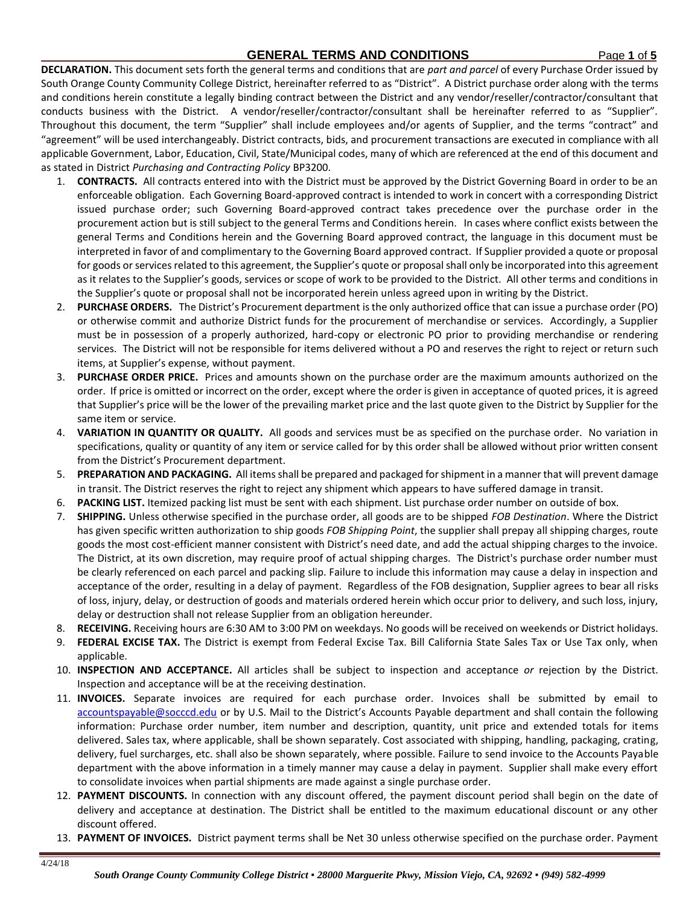# GENERAL TERMS AND CONDITIONS

**DECLARATION.** This document sets forth the general terms and conditions that are *part and parcel* of every Purchase Order issued by South Orange County Community College District, hereinafter referred to as "District". A District purchase order along with the terms and conditions herein constitute a legally binding contract between the District and any vendor/reseller/contractor/consultant that conducts business with the District. A vendor/reseller/contractor/consultant shall be hereinafter referred to as "Supplier". Throughout this document, the term "Supplier" shall include employees and/or agents of Supplier, and the terms "contract" and "agreement" will be used interchangeably. District contracts, bids, and procurement transactions are executed in compliance with all applicable Government, Labor, Education, Civil, State/Municipal codes, many of which are referenced at the end of this document and as stated in District *Purchasing and Contracting Policy* BP3200.

1. **CONTRACTS.** All contracts entered into with the District must be approved by the District Governing Board in order to be an enforceable obligation. Each Governing Board-approved contract is intended to work in concert with a corresponding District issued purchase order; such Governing Board-approved contract takes precedence over the purchase order in the procurement action but is still subject to the general Terms and Conditions herein. In cases where conflict exists between the general Terms and Conditions herein and the Governing Board approved contract, the language in this document must be interpreted in favor of and complimentary to the Governing Board approved contract. If Supplier provided a quote or proposal for goods or services related to this agreement, the Supplier's quote or proposal shall only be incorporated into this agreement as it relates to the Supplier's goods, services or scope of work to be provided to the District. All other terms and conditions in the Supplier's quote or proposal shall not be incorporated herein unless agreed upon in writing by the District.
2. **PURCHASE ORDERS.** The District's Procurement department is the only authorized office that can issue a purchase order (PO) or otherwise commit and authorize District funds for the procurement of merchandise or services. Accordingly, a Supplier must be in possession of a properly authorized, hard-copy or electronic PO prior to providing merchandise or rendering services. The District will not be responsible for items delivered without a PO and reserves the right to reject or return such items, at Supplier's expense, without payment.
3. **PURCHASE ORDER PRICE.** Prices and amounts shown on the purchase order are the maximum amounts authorized on the order. If price is omitted or incorrect on the order, except where the order is given in acceptance of quoted prices, it is agreed that Supplier's price will be the lower of the prevailing market price and the last quote given to the District by Supplier for the same item or service.
4. **VARIATION IN QUANTITY OR QUALITY.** All goods and services must be as specified on the purchase order. No variation in specifications, quality or quantity of any item or service called for by this order shall be allowed without prior written consent from the District's Procurement department.
5. **PREPARATION AND PACKAGING.** All items shall be prepared and packaged for shipment in a manner that will prevent damage in transit. The District reserves the right to reject any shipment which appears to have suffered damage in transit.
6. **PACKING LIST.** Itemized packing list must be sent with each shipment. List purchase order number on outside of box.
7. **SHIPPING.** Unless otherwise specified in the purchase order, all goods are to be shipped *FOB Destination*. Where the District has given specific written authorization to ship goods *FOB Shipping Point*, the supplier shall prepay all shipping charges, route goods the most cost-efficient manner consistent with District's need date, and add the actual shipping charges to the invoice. The District, at its own discretion, may require proof of actual shipping charges. The District's purchase order number must be clearly referenced on each parcel and packing slip. Failure to include this information may cause a delay in inspection and acceptance of the order, resulting in a delay of payment. Regardless of the FOB designation, Supplier agrees to bear all risks of loss, injury, delay, or destruction of goods and materials ordered herein which occur prior to delivery, and such loss, injury, delay or destruction shall not release Supplier from an obligation hereunder.
8. **RECEIVING.** Receiving hours are 6:30 AM to 3:00 PM on weekdays. No goods will be received on weekends or District holidays.
9. **FEDERAL EXCISE TAX.** The District is exempt from Federal Excise Tax. Bill California State Sales Tax or Use Tax only, when applicable.
10. **INSPECTION AND ACCEPTANCE.** All articles shall be subject to inspection and acceptance *or* rejection by the District. Inspection and acceptance will be at the receiving destination.
11. **INVOICES.** Separate invoices are required for each purchase order. Invoices shall be submitted by email to accountspayable@socccd.edu or by U.S. Mail to the District's Accounts Payable department and shall contain the following information: Purchase order number, item number and description, quantity, unit price and extended totals for items delivered. Sales tax, where applicable, shall be shown separately. Cost associated with shipping, handling, packaging, crating, delivery, fuel surcharges, etc. shall also be shown separately, where possible. Failure to send invoice to the Accounts Payable department with the above information in a timely manner may cause a delay in payment. Supplier shall make every effort to consolidate invoices when partial shipments are made against a single purchase order.
12. **PAYMENT DISCOUNTS.** In connection with any discount offered, the payment discount period shall begin on the date of delivery and acceptance at destination. The District shall be entitled to the maximum educational discount or any other discount offered.
13. **PAYMENT OF INVOICES.** District payment terms shall be Net 30 unless otherwise specified on the purchase order. Payment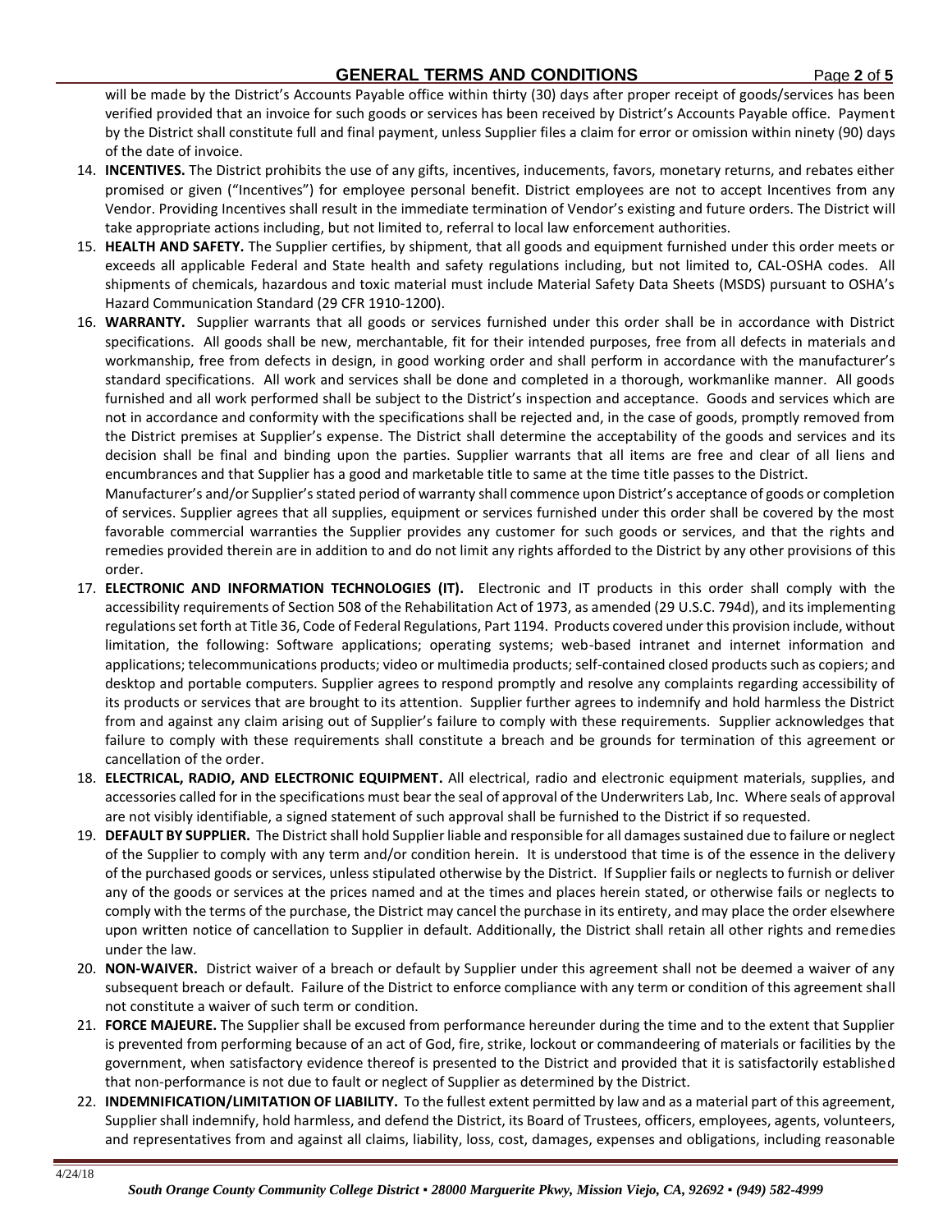will be made by the District's Accounts Payable office within thirty (30) days after proper receipt of goods/services has been verified provided that an invoice for such goods or services has been received by District's Accounts Payable office. Payment by the District shall constitute full and final payment, unless Supplier files a claim for error or omission within ninety (90) days of the date of invoice.

14. **INCENTIVES.** The District prohibits the use of any gifts, incentives, inducements, favors, monetary returns, and rebates either promised or given ("Incentives") for employee personal benefit. District employees are not to accept Incentives from any Vendor. Providing Incentives shall result in the immediate termination of Vendor's existing and future orders. The District will take appropriate actions including, but not limited to, referral to local law enforcement authorities.
15. **HEALTH AND SAFETY.** The Supplier certifies, by shipment, that all goods and equipment furnished under this order meets or exceeds all applicable Federal and State health and safety regulations including, but not limited to, CAL-OSHA codes. All shipments of chemicals, hazardous and toxic material must include Material Safety Data Sheets (MSDS) pursuant to OSHA's Hazard Communication Standard (29 CFR 1910-1200).
16. **WARRANTY.** Supplier warrants that all goods or services furnished under this order shall be in accordance with District specifications. All goods shall be new, merchantable, fit for their intended purposes, free from all defects in materials and workmanship, free from defects in design, in good working order and shall perform in accordance with the manufacturer's standard specifications. All work and services shall be done and completed in a thorough, workmanlike manner. All goods furnished and all work performed shall be subject to the District's inspection and acceptance. Goods and services which are not in accordance and conformity with the specifications shall be rejected and, in the case of goods, promptly removed from the District premises at Supplier's expense. The District shall determine the acceptability of the goods and services and its decision shall be final and binding upon the parties. Supplier warrants that all items are free and clear of all liens and encumbrances and that Supplier has a good and marketable title to same at the time title passes to the District.
    Manufacturer's and/or Supplier's stated period of warranty shall commence upon District's acceptance of goods or completion of services. Supplier agrees that all supplies, equipment or services furnished under this order shall be covered by the most favorable commercial warranties the Supplier provides any customer for such goods or services, and that the rights and remedies provided therein are in addition to and do not limit any rights afforded to the District by any other provisions of this order.
17. **ELECTRONIC AND INFORMATION TECHNOLOGIES (IT).** Electronic and IT products in this order shall comply with the accessibility requirements of Section 508 of the Rehabilitation Act of 1973, as amended (29 U.S.C. 794d), and its implementing regulations set forth at Title 36, Code of Federal Regulations, Part 1194. Products covered under this provision include, without limitation, the following: Software applications; operating systems; web-based intranet and internet information and applications; telecommunications products; video or multimedia products; self-contained closed products such as copiers; and desktop and portable computers. Supplier agrees to respond promptly and resolve any complaints regarding accessibility of its products or services that are brought to its attention. Supplier further agrees to indemnify and hold harmless the District from and against any claim arising out of Supplier's failure to comply with these requirements. Supplier acknowledges that failure to comply with these requirements shall constitute a breach and be grounds for termination of this agreement or cancellation of the order.
18. **ELECTRICAL, RADIO, AND ELECTRONIC EQUIPMENT.** All electrical, radio and electronic equipment materials, supplies, and accessories called for in the specifications must bear the seal of approval of the Underwriters Lab, Inc. Where seals of approval are not visibly identifiable, a signed statement of such approval shall be furnished to the District if so requested.
19. **DEFAULT BY SUPPLIER.** The District shall hold Supplier liable and responsible for all damages sustained due to failure or neglect of the Supplier to comply with any term and/or condition herein. It is understood that time is of the essence in the delivery of the purchased goods or services, unless stipulated otherwise by the District. If Supplier fails or neglects to furnish or deliver any of the goods or services at the prices named and at the times and places herein stated, or otherwise fails or neglects to comply with the terms of the purchase, the District may cancel the purchase in its entirety, and may place the order elsewhere upon written notice of cancellation to Supplier in default. Additionally, the District shall retain all other rights and remedies under the law.
20. **NON-WAIVER.** District waiver of a breach or default by Supplier under this agreement shall not be deemed a waiver of any subsequent breach or default. Failure of the District to enforce compliance with any term or condition of this agreement shall not constitute a waiver of such term or condition.
21. **FORCE MAJEURE.** The Supplier shall be excused from performance hereunder during the time and to the extent that Supplier is prevented from performing because of an act of God, fire, strike, lockout or commandeering of materials or facilities by the government, when satisfactory evidence thereof is presented to the District and provided that it is satisfactorily established that non-performance is not due to fault or neglect of Supplier as determined by the District.
22. **INDEMNIFICATION/LIMITATION OF LIABILITY.** To the fullest extent permitted by law and as a material part of this agreement, Supplier shall indemnify, hold harmless, and defend the District, its Board of Trustees, officers, employees, agents, volunteers, and representatives from and against all claims, liability, loss, cost, damages, expenses and obligations, including reasonable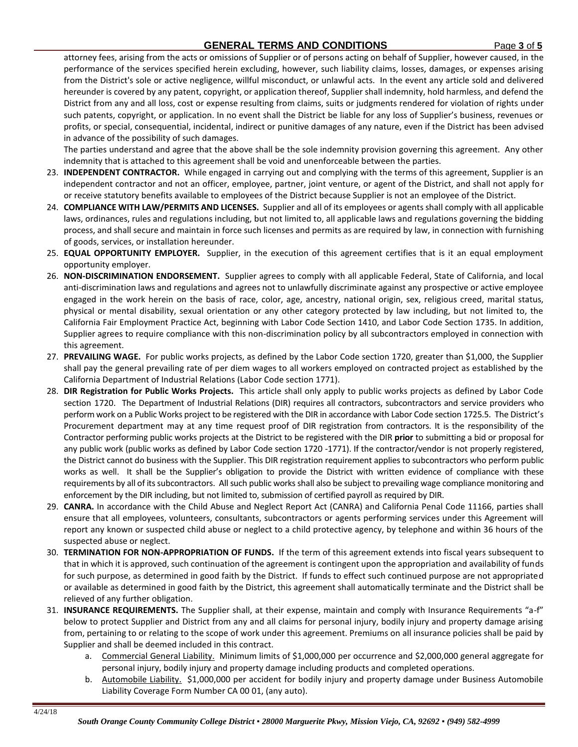attorney fees, arising from the acts or omissions of Supplier or of persons acting on behalf of Supplier, however caused, in the performance of the services specified herein excluding, however, such liability claims, losses, damages, or expenses arising from the District's sole or active negligence, willful misconduct, or unlawful acts. In the event any article sold and delivered hereunder is covered by any patent, copyright, or application thereof, Supplier shall indemnity, hold harmless, and defend the District from any and all loss, cost or expense resulting from claims, suits or judgments rendered for violation of rights under such patents, copyright, or application. In no event shall the District be liable for any loss of Supplier's business, revenues or profits, or special, consequential, incidental, indirect or punitive damages of any nature, even if the District has been advised in advance of the possibility of such damages.

The parties understand and agree that the above shall be the sole indemnity provision governing this agreement. Any other indemnity that is attached to this agreement shall be void and unenforceable between the parties.

23. **INDEPENDENT CONTRACTOR.** While engaged in carrying out and complying with the terms of this agreement, Supplier is an independent contractor and not an officer, employee, partner, joint venture, or agent of the District, and shall not apply for or receive statutory benefits available to employees of the District because Supplier is not an employee of the District.
24. **COMPLIANCE WITH LAW/PERMITS AND LICENSES.** Supplier and all of its employees or agents shall comply with all applicable laws, ordinances, rules and regulations including, but not limited to, all applicable laws and regulations governing the bidding process, and shall secure and maintain in force such licenses and permits as are required by law, in connection with furnishing of goods, services, or installation hereunder.
25. **EQUAL OPPORTUNITY EMPLOYER.** Supplier, in the execution of this agreement certifies that is it an equal employment opportunity employer.
26. **NON-DISCRIMINATION ENDORSEMENT.** Supplier agrees to comply with all applicable Federal, State of California, and local anti-discrimination laws and regulations and agrees not to unlawfully discriminate against any prospective or active employee engaged in the work herein on the basis of race, color, age, ancestry, national origin, sex, religious creed, marital status, physical or mental disability, sexual orientation or any other category protected by law including, but not limited to, the California Fair Employment Practice Act, beginning with Labor Code Section 1410, and Labor Code Section 1735. In addition, Supplier agrees to require compliance with this non-discrimination policy by all subcontractors employed in connection with this agreement.
27. **PREVAILING WAGE.** For public works projects, as defined by the Labor Code section 1720, greater than $1,000, the Supplier shall pay the general prevailing rate of per diem wages to all workers employed on contracted project as established by the California Department of Industrial Relations (Labor Code section 1771).
28. **DIR Registration for Public Works Projects.** This article shall only apply to public works projects as defined by Labor Code section 1720. The Department of Industrial Relations (DIR) requires all contractors, subcontractors and service providers who perform work on a Public Works project to be registered with the DIR in accordance with Labor Code section 1725.5. The District's Procurement department may at any time request proof of DIR registration from contractors. It is the responsibility of the Contractor performing public works projects at the District to be registered with the DIR **prior** to submitting a bid or proposal for any public work (public works as defined by Labor Code section 1720 -1771). If the contractor/vendor is not properly registered, the District cannot do business with the Supplier. This DIR registration requirement applies to subcontractors who perform public works as well. It shall be the Supplier's obligation to provide the District with written evidence of compliance with these requirements by all of its subcontractors. All such public works shall also be subject to prevailing wage compliance monitoring and enforcement by the DIR including, but not limited to, submission of certified payroll as required by DIR.
29. **CANRA.** In accordance with the Child Abuse and Neglect Report Act (CANRA) and California Penal Code 11166, parties shall ensure that all employees, volunteers, consultants, subcontractors or agents performing services under this Agreement will report any known or suspected child abuse or neglect to a child protective agency, by telephone and within 36 hours of the suspected abuse or neglect.
30. **TERMINATION FOR NON-APPROPRIATION OF FUNDS.** If the term of this agreement extends into fiscal years subsequent to that in which it is approved, such continuation of the agreement is contingent upon the appropriation and availability of funds for such purpose, as determined in good faith by the District. If funds to effect such continued purpose are not appropriated or available as determined in good faith by the District, this agreement shall automatically terminate and the District shall be relieved of any further obligation.
31. **INSURANCE REQUIREMENTS.** The Supplier shall, at their expense, maintain and comply with Insurance Requirements "a-f" below to protect Supplier and District from any and all claims for personal injury, bodily injury and property damage arising from, pertaining to or relating to the scope of work under this agreement. Premiums on all insurance policies shall be paid by Supplier and shall be deemed included in this contract.
    a. Commercial General Liability. Minimum limits of $1,000,000 per occurrence and $2,000,000 general aggregate for personal injury, bodily injury and property damage including products and completed operations.
    b. Automobile Liability. $1,000,000 per accident for bodily injury and property damage under Business Automobile Liability Coverage Form Number CA 00 01, (any auto).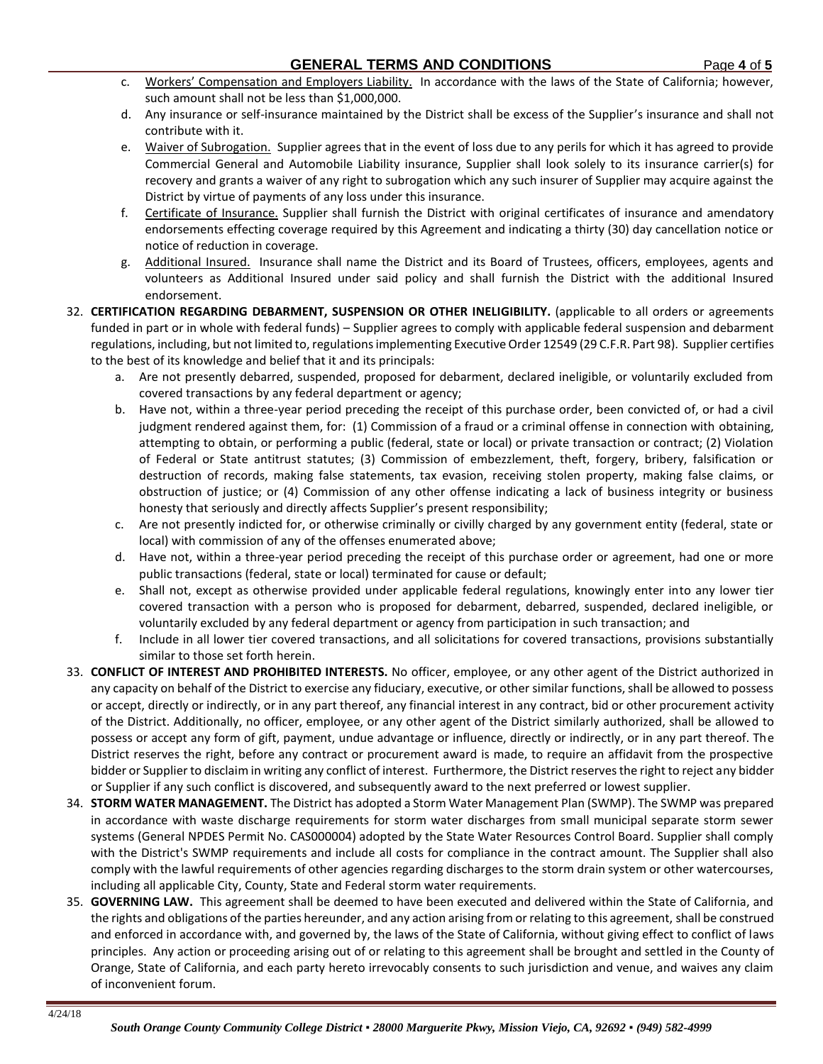c. Workers' Compensation and Employers Liability. In accordance with the laws of the State of California; however, such amount shall not be less than $1,000,000.

d. Any insurance or self-insurance maintained by the District shall be excess of the Supplier's insurance and shall not contribute with it.

e. Waiver of Subrogation. Supplier agrees that in the event of loss due to any perils for which it has agreed to provide Commercial General and Automobile Liability insurance, Supplier shall look solely to its insurance carrier(s) for recovery and grants a waiver of any right to subrogation which any such insurer of Supplier may acquire against the District by virtue of payments of any loss under this insurance.

f. Certificate of Insurance. Supplier shall furnish the District with original certificates of insurance and amendatory endorsements effecting coverage required by this Agreement and indicating a thirty (30) day cancellation notice or notice of reduction in coverage.

g. Additional Insured. Insurance shall name the District and its Board of Trustees, officers, employees, agents and volunteers as Additional Insured under said policy and shall furnish the District with the additional Insured endorsement.

32. **CERTIFICATION REGARDING DEBARMENT, SUSPENSION OR OTHER INELIGIBILITY.** (applicable to all orders or agreements funded in part or in whole with federal funds) – Supplier agrees to comply with applicable federal suspension and debarment regulations, including, but not limited to, regulations implementing Executive Order 12549 (29 C.F.R. Part 98). Supplier certifies to the best of its knowledge and belief that it and its principals:
    a. Are not presently debarred, suspended, proposed for debarment, declared ineligible, or voluntarily excluded from covered transactions by any federal department or agency;
    b. Have not, within a three-year period preceding the receipt of this purchase order, been convicted of, or had a civil judgment rendered against them, for: (1) Commission of a fraud or a criminal offense in connection with obtaining, attempting to obtain, or performing a public (federal, state or local) or private transaction or contract; (2) Violation of Federal or State antitrust statutes; (3) Commission of embezzlement, theft, forgery, bribery, falsification or destruction of records, making false statements, tax evasion, receiving stolen property, making false claims, or obstruction of justice; or (4) Commission of any other offense indicating a lack of business integrity or business honesty that seriously and directly affects Supplier's present responsibility;
    c. Are not presently indicted for, or otherwise criminally or civilly charged by any government entity (federal, state or local) with commission of any of the offenses enumerated above;
    d. Have not, within a three-year period preceding the receipt of this purchase order or agreement, had one or more public transactions (federal, state or local) terminated for cause or default;
    e. Shall not, except as otherwise provided under applicable federal regulations, knowingly enter into any lower tier covered transaction with a person who is proposed for debarment, debarred, suspended, declared ineligible, or voluntarily excluded by any federal department or agency from participation in such transaction; and
    f. Include in all lower tier covered transactions, and all solicitations for covered transactions, provisions substantially similar to those set forth herein.

33. **CONFLICT OF INTEREST AND PROHIBITED INTERESTS.** No officer, employee, or any other agent of the District authorized in any capacity on behalf of the District to exercise any fiduciary, executive, or other similar functions, shall be allowed to possess or accept, directly or indirectly, or in any part thereof, any financial interest in any contract, bid or other procurement activity of the District. Additionally, no officer, employee, or any other agent of the District similarly authorized, shall be allowed to possess or accept any form of gift, payment, undue advantage or influence, directly or indirectly, or in any part thereof. The District reserves the right, before any contract or procurement award is made, to require an affidavit from the prospective bidder or Supplier to disclaim in writing any conflict of interest. Furthermore, the District reserves the right to reject any bidder or Supplier if any such conflict is discovered, and subsequently award to the next preferred or lowest supplier.

34. **STORM WATER MANAGEMENT.** The District has adopted a Storm Water Management Plan (SWMP). The SWMP was prepared in accordance with waste discharge requirements for storm water discharges from small municipal separate storm sewer systems (General NPDES Permit No. CAS000004) adopted by the State Water Resources Control Board. Supplier shall comply with the District's SWMP requirements and include all costs for compliance in the contract amount. The Supplier shall also comply with the lawful requirements of other agencies regarding discharges to the storm drain system or other watercourses, including all applicable City, County, State and Federal storm water requirements.

35. **GOVERNING LAW.** This agreement shall be deemed to have been executed and delivered within the State of California, and the rights and obligations of the parties hereunder, and any action arising from or relating to this agreement, shall be construed and enforced in accordance with, and governed by, the laws of the State of California, without giving effect to conflict of laws principles. Any action or proceeding arising out of or relating to this agreement shall be brought and settled in the County of Orange, State of California, and each party hereto irrevocably consents to such jurisdiction and venue, and waives any claim of inconvenient forum.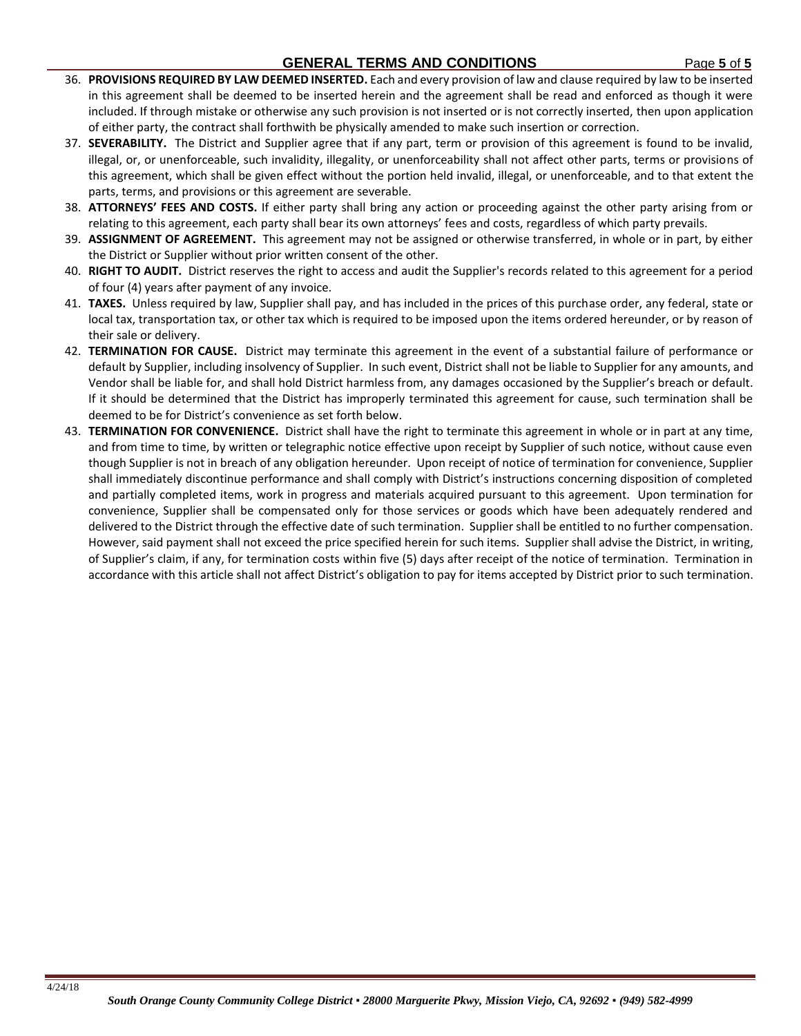36. **PROVISIONS REQUIRED BY LAW DEEMED INSERTED.** Each and every provision of law and clause required by law to be inserted in this agreement shall be deemed to be inserted herein and the agreement shall be read and enforced as though it were included. If through mistake or otherwise any such provision is not inserted or is not correctly inserted, then upon application of either party, the contract shall forthwith be physically amended to make such insertion or correction.
37. **SEVERABILITY.** The District and Supplier agree that if any part, term or provision of this agreement is found to be invalid, illegal, or, or unenforceable, such invalidity, illegality, or unenforceability shall not affect other parts, terms or provisions of this agreement, which shall be given effect without the portion held invalid, illegal, or unenforceable, and to that extent the parts, terms, and provisions or this agreement are severable.
38. **ATTORNEYS' FEES AND COSTS.** If either party shall bring any action or proceeding against the other party arising from or relating to this agreement, each party shall bear its own attorneys' fees and costs, regardless of which party prevails.
39. **ASSIGNMENT OF AGREEMENT.** This agreement may not be assigned or otherwise transferred, in whole or in part, by either the District or Supplier without prior written consent of the other.
40. **RIGHT TO AUDIT.** District reserves the right to access and audit the Supplier's records related to this agreement for a period of four (4) years after payment of any invoice.
41. **TAXES.** Unless required by law, Supplier shall pay, and has included in the prices of this purchase order, any federal, state or local tax, transportation tax, or other tax which is required to be imposed upon the items ordered hereunder, or by reason of their sale or delivery.
42. **TERMINATION FOR CAUSE.** District may terminate this agreement in the event of a substantial failure of performance or default by Supplier, including insolvency of Supplier. In such event, District shall not be liable to Supplier for any amounts, and Vendor shall be liable for, and shall hold District harmless from, any damages occasioned by the Supplier's breach or default. If it should be determined that the District has improperly terminated this agreement for cause, such termination shall be deemed to be for District's convenience as set forth below.
43. **TERMINATION FOR CONVENIENCE.** District shall have the right to terminate this agreement in whole or in part at any time, and from time to time, by written or telegraphic notice effective upon receipt by Supplier of such notice, without cause even though Supplier is not in breach of any obligation hereunder. Upon receipt of notice of termination for convenience, Supplier shall immediately discontinue performance and shall comply with District's instructions concerning disposition of completed and partially completed items, work in progress and materials acquired pursuant to this agreement. Upon termination for convenience, Supplier shall be compensated only for those services or goods which have been adequately rendered and delivered to the District through the effective date of such termination. Supplier shall be entitled to no further compensation. However, said payment shall not exceed the price specified herein for such items. Supplier shall advise the District, in writing, of Supplier's claim, if any, for termination costs within five (5) days after receipt of the notice of termination. Termination in accordance with this article shall not affect District's obligation to pay for items accepted by District prior to such termination.